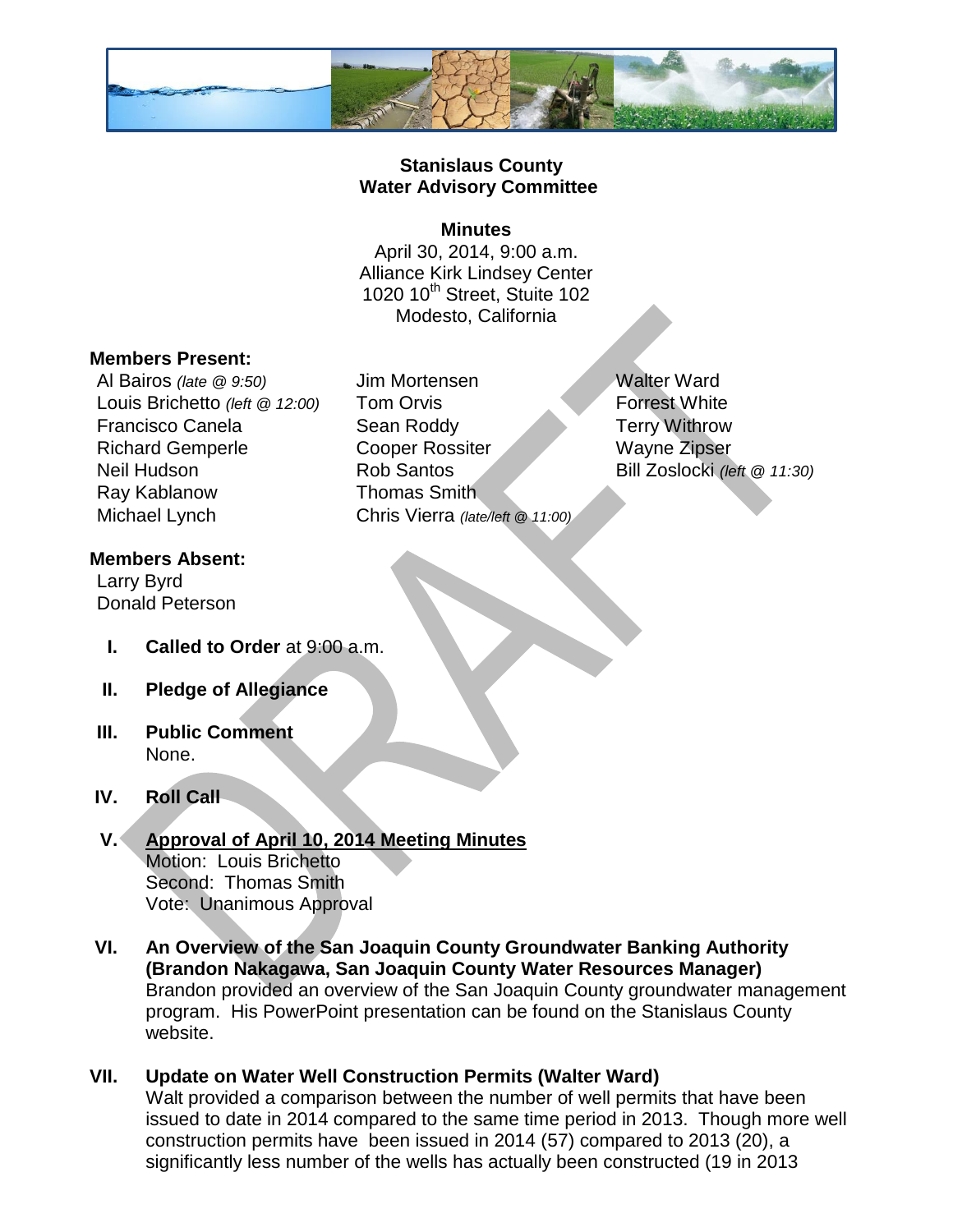**Stanislaus County**
**Water Advisory Committee**

**Minutes**

April 30, 2014, 9:00 a.m.
Alliance Kirk Lindsey Center
1020 10th Street, Stuite 102
Modesto, California

**Members Present:**

Al Bairos *(late @ 9:50)*
Louis Brichetto *(left @ 12:00)*
Francisco Canela
Richard Gemperle
Neil Hudson
Ray Kablanow
Michael Lynch
Jim Mortensen
Tom Orvis
Sean Roddy
Cooper Rossiter
Rob Santos
Thomas Smith
Chris Vierra *(late/left @ 11:00)*
Walter Ward
Forrest White
Terry Withrow
Wayne Zipser
Bill Zoslocki *(left @ 11:30)*

**Members Absent:**

Larry Byrd
Donald Peterson

I. **Called to Order** at 9:00 a.m.

II. **Pledge of Allegiance**

III. **Public Comment**
None.

IV. **Roll Call**

V. **Approval of April 10, 2014 Meeting Minutes**
Motion: Louis Brichetto
Second: Thomas Smith
Vote: Unanimous Approval

VI. **An Overview of the San Joaquin County Groundwater Banking Authority (Brandon Nakagawa, San Joaquin County Water Resources Manager)**
Brandon provided an overview of the San Joaquin County groundwater management program. His PowerPoint presentation can be found on the Stanislaus County website.

VII. **Update on Water Well Construction Permits (Walter Ward)**
Walt provided a comparison between the number of well permits that have been issued to date in 2014 compared to the same time period in 2013. Though more well construction permits have been issued in 2014 (57) compared to 2013 (20), a significantly less number of the wells has actually been constructed (19 in 2013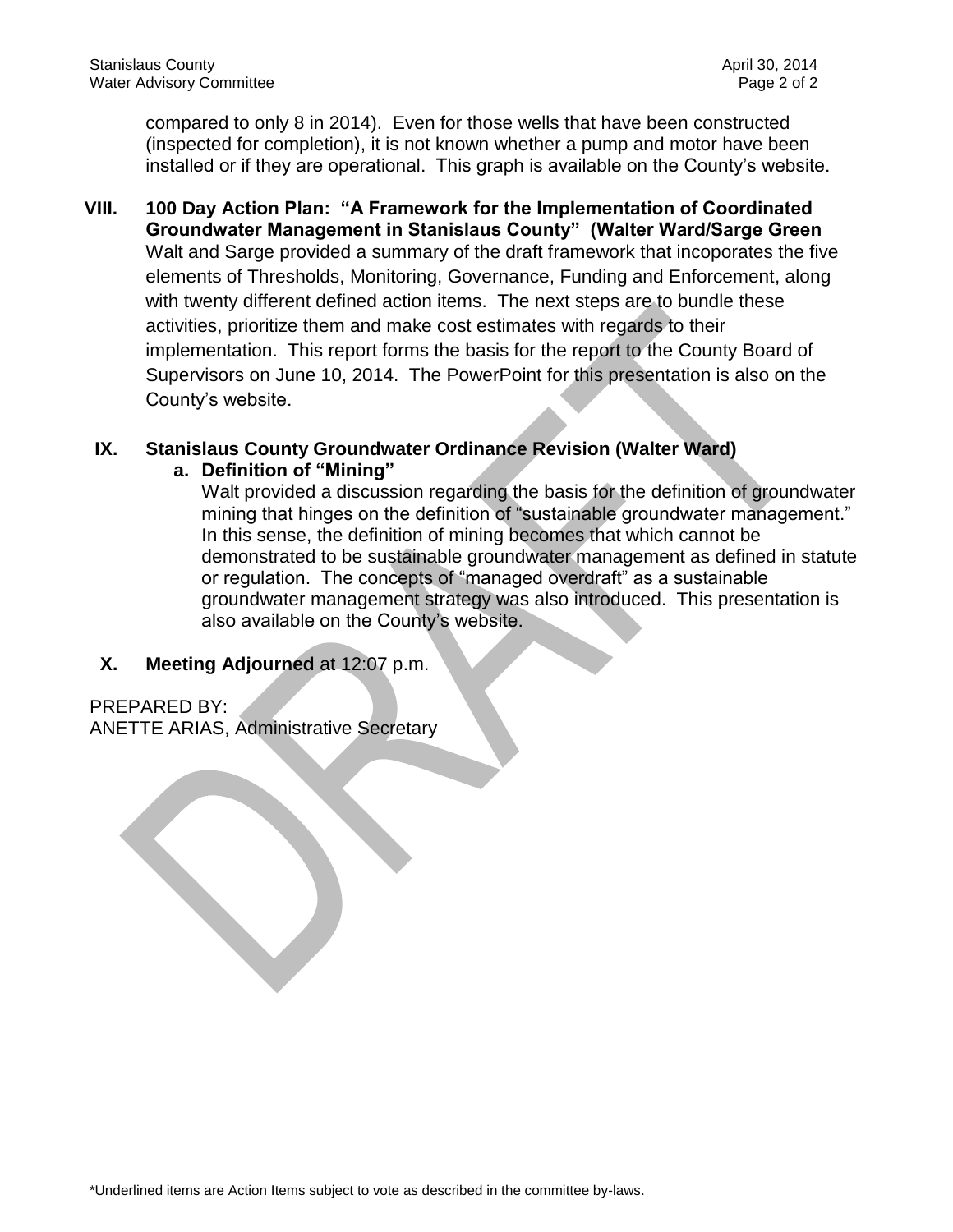compared to only 8 in 2014). Even for those wells that have been constructed (inspected for completion), it is not known whether a pump and motor have been installed or if they are operational. This graph is available on the County's website.

**VIII. 100 Day Action Plan: "A Framework for the Implementation of Coordinated Groundwater Management in Stanislaus County" (Walter Ward/Sarge Green**

Walt and Sarge provided a summary of the draft framework that incoporates the five elements of Thresholds, Monitoring, Governance, Funding and Enforcement, along with twenty different defined action items. The next steps are to bundle these activities, prioritize them and make cost estimates with regards to their implementation. This report forms the basis for the report to the County Board of Supervisors on June 10, 2014. The PowerPoint for this presentation is also on the County's website.

**IX. Stanislaus County Groundwater Ordinance Revision (Walter Ward)**

**a. Definition of "Mining"**

Walt provided a discussion regarding the basis for the definition of groundwater mining that hinges on the definition of "sustainable groundwater management." In this sense, the definition of mining becomes that which cannot be demonstrated to be sustainable groundwater management as defined in statute or regulation. The concepts of "managed overdraft" as a sustainable groundwater management strategy was also introduced. This presentation is also available on the County's website.

**X. Meeting Adjourned** at 12:07 p.m.

PREPARED BY:
ANETTE ARIAS, Administrative Secretary

\*Underlined items are Action Items subject to vote as described in the committee by-laws.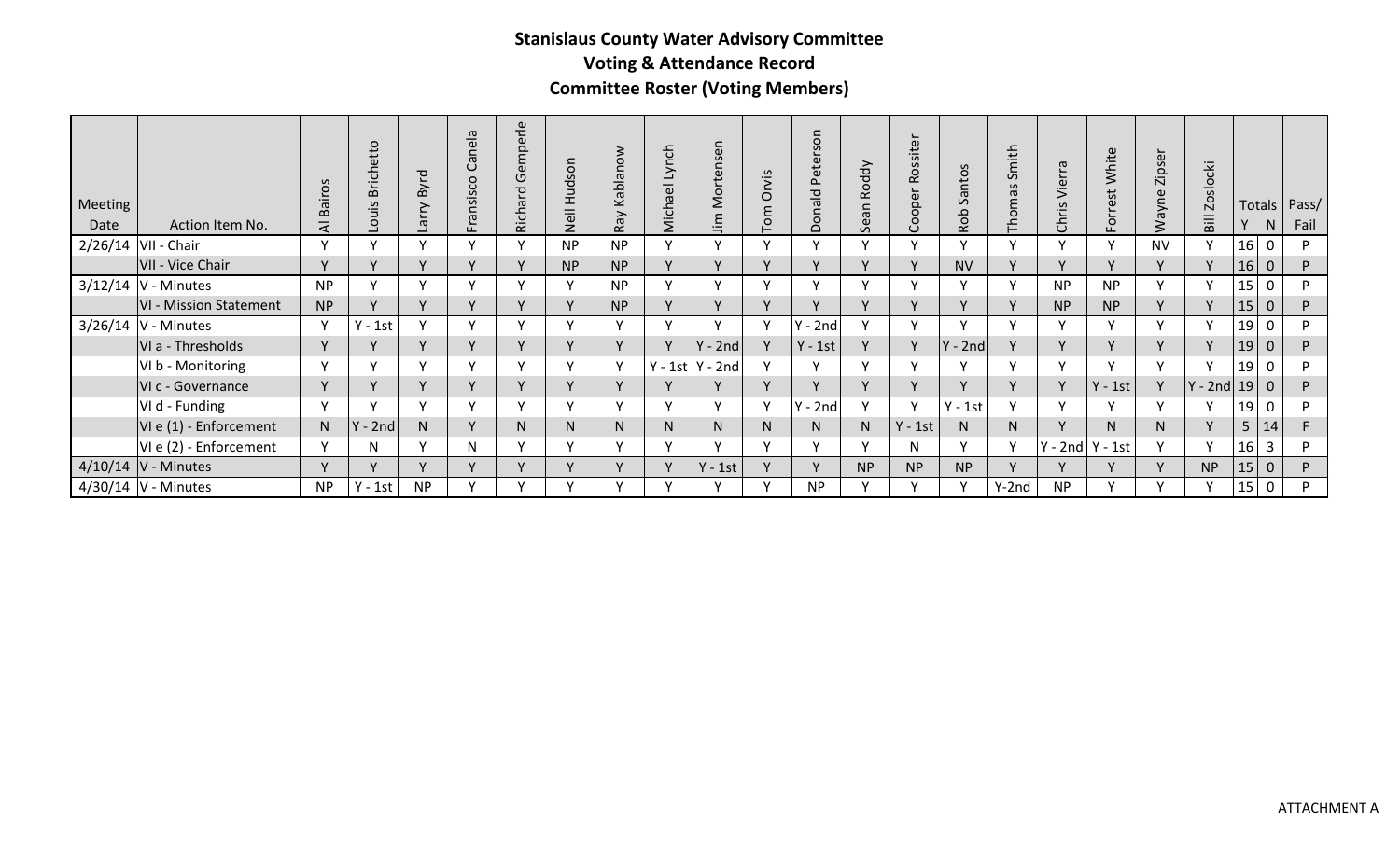**Stanislaus County Water Advisory Committee**
**Voting & Attendance Record**
**Committee Roster (Voting Members)**

| Meeting Date | Action Item No. | Al Bairos | Louis Brichetto | Larry Byrd | Fransisco Canela | Richard Gemperle | Neil Hudson | Ray Kablanow | Michael Lynch | Jim Mortensen | Tom Orvis | Donald Peterson | Sean Roddy | Cooper Rossiter | Rob Santos | Thomas Smith | Chris Vierra | Forrest White | Wayne Zipser | Bill Zoslocki | Totals Y | Totals N | Pass/ Fail |
|---|---|---|---|---|---|---|---|---|---|---|---|---|---|---|---|---|---|---|---|---|---|---|---|
| 2/26/14 | VII - Chair | Y | Y | Y | Y | Y | NP | NP | Y | Y | Y | Y | Y | Y | Y | Y | Y | Y | NV | Y | 16 | 0 | P |
| | VII - Vice Chair | Y | Y | Y | Y | Y | NP | NP | Y | Y | Y | Y | Y | Y | NV | Y | Y | Y | Y | Y | 16 | 0 | P |
| 3/12/14 | V - Minutes | NP | Y | Y | Y | Y | Y | NP | Y | Y | Y | Y | Y | Y | Y | Y | NP | NP | Y | Y | 15 | 0 | P |
| | VI - Mission Statement | NP | Y | Y | Y | Y | Y | NP | Y | Y | Y | Y | Y | Y | Y | Y | NP | NP | Y | Y | 15 | 0 | P |
| 3/26/14 | V - Minutes | Y | Y - 1st | Y | Y | Y | Y | Y | Y | Y | Y | Y - 2nd | Y | Y | Y | Y | Y | Y | Y | Y | 19 | 0 | P |
| | VI a - Thresholds | Y | Y | Y | Y | Y | Y | Y | Y | Y - 2nd | Y | Y - 1st | Y | Y | Y - 2nd | Y | Y | Y | Y | Y | 19 | 0 | P |
| | VI b - Monitoring | Y | Y | Y | Y | Y | Y | Y | Y - 1st | Y - 2nd | Y | Y | Y | Y | Y | Y | Y | Y | Y | Y | 19 | 0 | P |
| | VI c - Governance | Y | Y | Y | Y | Y | Y | Y | Y | Y | Y | Y | Y | Y | Y | Y | Y | Y - 1st | Y | Y - 2nd | 19 | 0 | P |
| | VI d - Funding | Y | Y | Y | Y | Y | Y | Y | Y | Y | Y | Y - 2nd | Y | Y | Y - 1st | Y | Y | Y | Y | Y | 19 | 0 | P |
| | VI e (1) - Enforcement | N | Y - 2nd | N | Y | N | N | N | N | N | N | N | N | Y - 1st | N | N | Y | N | N | Y | 5 | 14 | F |
| | VI e (2) - Enforcement | Y | N | Y | N | Y | Y | Y | Y | Y | Y | Y | Y | N | Y | Y | Y - 2nd | Y - 1st | Y | Y | 16 | 3 | P |
| 4/10/14 | V - Minutes | Y | Y | Y | Y | Y | Y | Y | Y | Y - 1st | Y | Y | NP | NP | NP | Y | Y | Y | Y | NP | 15 | 0 | P |
| 4/30/14 | V - Minutes | NP | Y - 1st | NP | Y | Y | Y | Y | Y | Y | Y | NP | Y | Y | Y | Y-2nd | NP | Y | Y | Y | 15 | 0 | P |

ATTACHMENT A